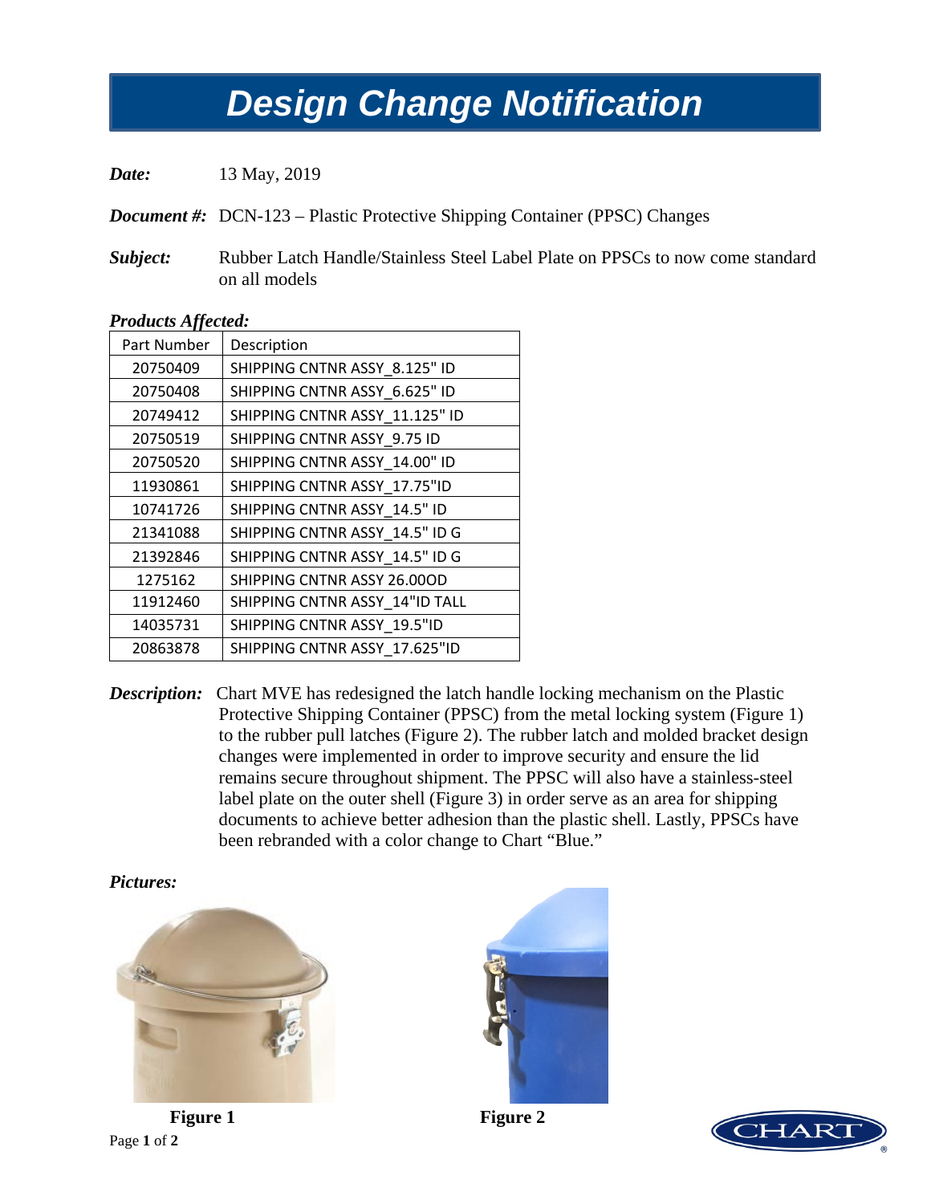# Design Change Notification

***Date:*** 13 May, 2019

***Document #:*** DCN-123 – Plastic Protective Shipping Container (PPSC) Changes

***Subject:*** Rubber Latch Handle/Stainless Steel Label Plate on PPSCs to now come standard on all models

***Products Affected:***

| Part Number | Description |
|---|---|
| 20750409 | SHIPPING CNTNR ASSY_8.125" ID |
| 20750408 | SHIPPING CNTNR ASSY_6.625" ID |
| 20749412 | SHIPPING CNTNR ASSY_11.125" ID |
| 20750519 | SHIPPING CNTNR ASSY_9.75 ID |
| 20750520 | SHIPPING CNTNR ASSY_14.00" ID |
| 11930861 | SHIPPING CNTNR ASSY_17.75"ID |
| 10741726 | SHIPPING CNTNR ASSY_14.5" ID |
| 21341088 | SHIPPING CNTNR ASSY_14.5" ID G |
| 21392846 | SHIPPING CNTNR ASSY_14.5" ID G |
| 1275162 | SHIPPING CNTNR ASSY 26.00OD |
| 11912460 | SHIPPING CNTNR ASSY_14"ID TALL |
| 14035731 | SHIPPING CNTNR ASSY_19.5"ID |
| 20863878 | SHIPPING CNTNR ASSY_17.625"ID |

***Description:*** Chart MVE has redesigned the latch handle locking mechanism on the Plastic Protective Shipping Container (PPSC) from the metal locking system (Figure 1) to the rubber pull latches (Figure 2). The rubber latch and molded bracket design changes were implemented in order to improve security and ensure the lid remains secure throughout shipment. The PPSC will also have a stainless-steel label plate on the outer shell (Figure 3) in order serve as an area for shipping documents to achieve better adhesion than the plastic shell. Lastly, PPSCs have been rebranded with a color change to Chart "Blue."

***Pictures:***

**Figure 1**

**Figure 2**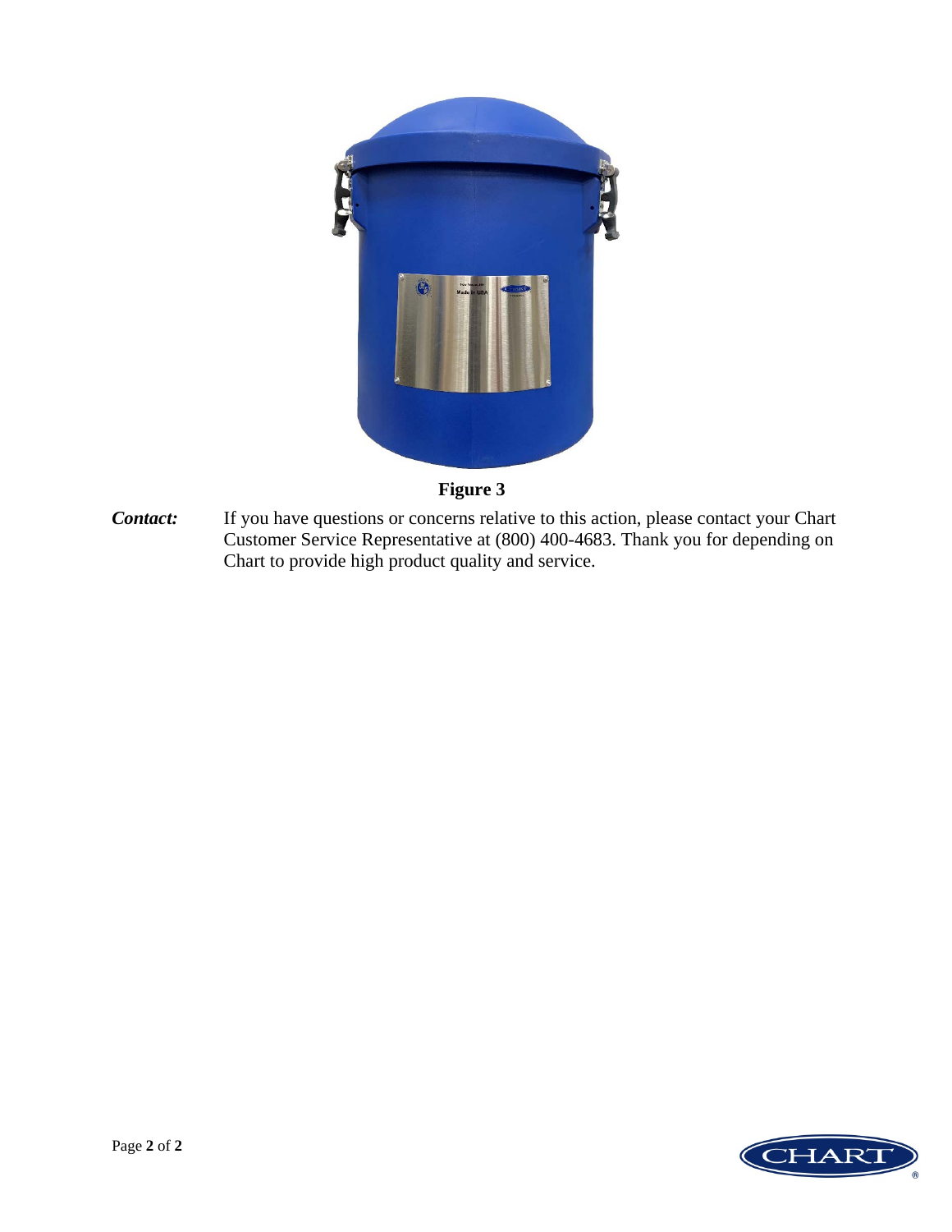**Figure 3**

***Contact:*** If you have questions or concerns relative to this action, please contact your Chart Customer Service Representative at (800) 400-4683. Thank you for depending on Chart to provide high product quality and service.